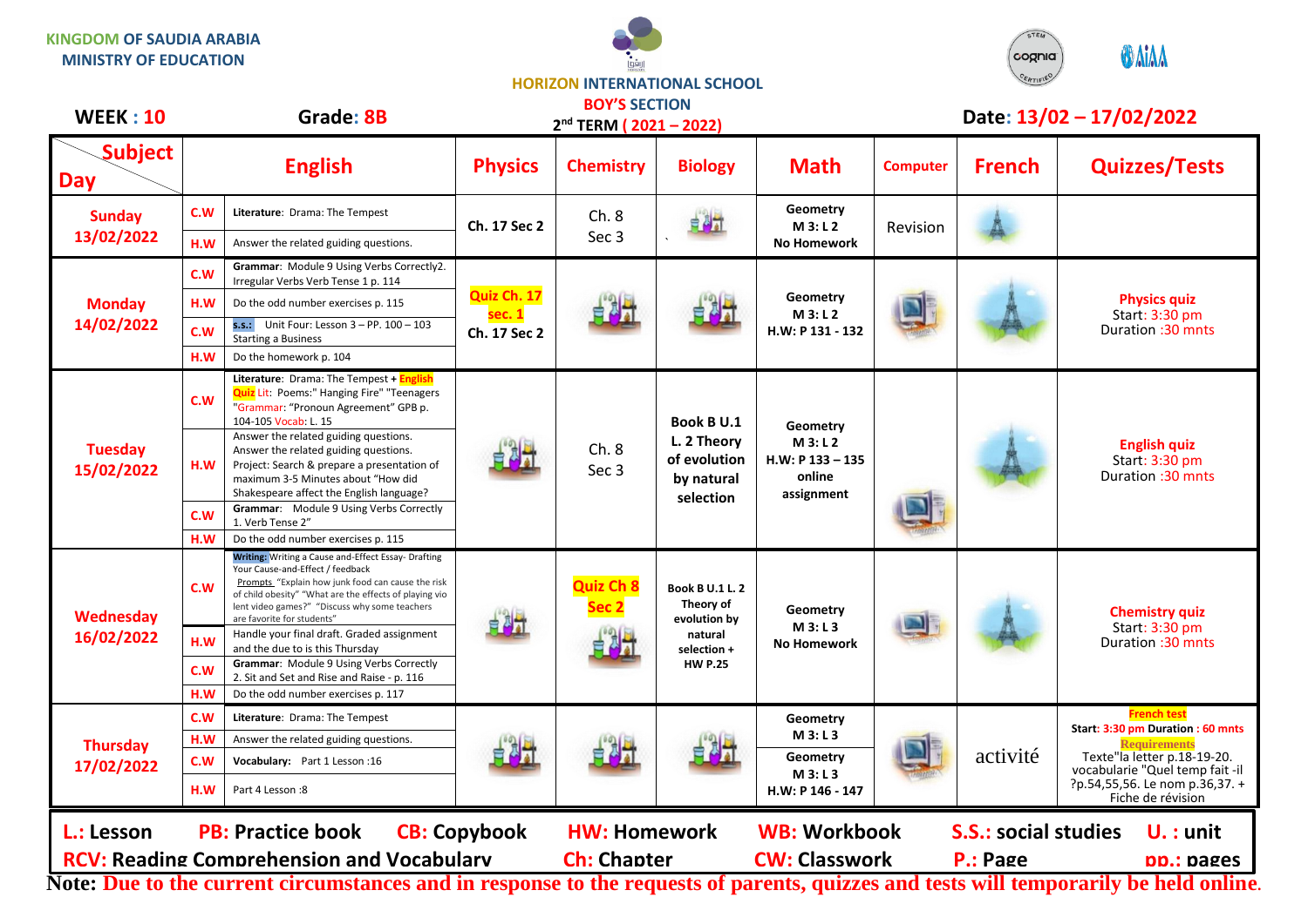KINGDOM OF SAUDIA ARABIA
MINISTRY OF EDUCATION

HORIZON INTERNATIONAL SCHOOL
BOY'S SECTION
2nd TERM ( 2021 – 2022)

**WEEK : 10** **Grade: 8B** **Date: 13/02 – 17/02/2022**

| Day | | English | Physics | Chemistry | Biology | Math | Computer | French | Quizzes/Tests |
|---|---|---|---|---|---|---|---|---|---|
| Sunday 13/02/2022 | C.W | Literature: Drama: The Tempest | Ch. 17 Sec 2 | Ch. 8 Sec 3 | | Geometry M 3: L 2 No Homework | Revision | | |
| | H.W | Answer the related guiding questions. | | | | | | | |
| Monday 14/02/2022 | C.W | Grammar: Module 9 Using Verbs Correctly2. Irregular Verbs Verb Tense 1 p. 114 | Quiz Ch. 17 sec. 1 Ch. 17 Sec 2 | | | Geometry M 3: L 2 H.W: P 131 - 132 | | | Physics quiz Start: 3:30 pm Duration :30 mnts |
| | H.W | Do the odd number exercises p. 115 | | | | | | | |
| | C.W | S.S.: Unit Four: Lesson 3 – PP. 100 – 103 Starting a Business | | | | | | | |
| | H.W | Do the homework p. 104 | | | | | | | |
| Tuesday 15/02/2022 | C.W | Literature: Drama: The Tempest + English Quiz Lit: Poems:" Hanging Fire" "Teenagers "Grammar: "Pronoun Agreement" GPB p. 104-105 Vocab: L. 15 | | Ch. 8 Sec 3 | Book B U.1 L. 2 Theory of evolution by natural selection | Geometry M 3: L 2 H.W: P 133 – 135 online assignment | | | English quiz Start: 3:30 pm Duration :30 mnts |
| | H.W | Answer the related guiding questions. Answer the related guiding questions. Project: Search & prepare a presentation of maximum 3-5 Minutes about "How did Shakespeare affect the English language? | | | | | | | |
| | C.W | Grammar: Module 9 Using Verbs Correctly 1. Verb Tense 2" | | | | | | | |
| | H.W | Do the odd number exercises p. 115 | | | | | | | |
| Wednesday 16/02/2022 | C.W | Writing: Writing a Cause and-Effect Essay- Drafting Your Cause-and-Effect / feedback Prompts "Explain how junk food can cause the risk of child obesity" "What are the effects of playing vio lent video games?" "Discuss why some teachers are favorite for students" | | Quiz Ch 8 Sec 2 | Book B U.1 L. 2 Theory of evolution by natural selection + HW P.25 | Geometry M 3: L 3 No Homework | | | Chemistry quiz Start: 3:30 pm Duration :30 mnts |
| | H.W | Handle your final draft. Graded assignment and the due to is this Thursday | | | | | | | |
| | C.W | Grammar: Module 9 Using Verbs Correctly 2. Sit and Set and Rise and Raise - p. 116 | | | | | | | |
| | H.W | Do the odd number exercises p. 117 | | | | | | | |
| Thursday 17/02/2022 | C.W | Literature: Drama: The Tempest | | | | Geometry M 3: L 3 | | activité | French test Start: 3:30 pm Duration : 60 mnts Requirements Texte"la letter p.18-19-20. vocabularie "Quel temp fait -il ?p.54,55,56. Le nom p.36,37. + Fiche de révision |
| | H.W | Answer the related guiding questions. | | | | | | | |
| | C.W | Vocabulary: Part 1 Lesson :16 | | | | Geometry M 3: L 3 H.W: P 146 - 147 | | | |
| | H.W | Part 4 Lesson :8 | | | | | | | |

**L.: Lesson** **PB: Practice book** **CB: Copybook** **HW: Homework** **WB: Workbook** **S.S.: social studies** **U. : unit**
**RCV: Reading Comprehension and Vocabulary** **Ch: Chapter** **CW: Classwork** **P.: Page** **pp.: pages**

**Note: Due to the current circumstances and in response to the requests of parents, quizzes and tests will temporarily be held online.**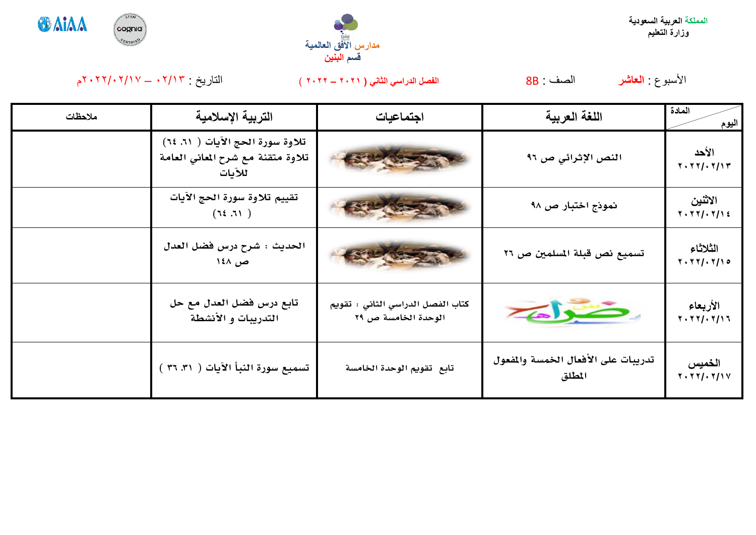المملكة العربية السعودية
وزارة التعليم

مدارس الأفق العالمية
قسم البنين

الأسبوع : العاشر　　　الصف : 8B　　　الفصل الدراسي الثاني ( ٢٠٢١ – ٢٠٢٢ )　　　التاريخ : ٠٢/١٣ – ٢٠٢٢/٠٢/١٧م

| المادة / اليوم | اللغة العربية | اجتماعيات | التربية الإسلامية | ملاحظات |
|---|---|---|---|---|
| الأحد ٢٠٢٢/٠٢/١٣ | النص الإثرائي ص ٩٦ | | تلاوة سورة الحج الآيات ( ٦١. ٦٤) تلاوة متقنة مع شرح المعاني العامة للآيات | |
| الاثنين ٢٠٢٢/٠٢/١٤ | نموذج اختبار ص ٩٨ | | تقييم تلاوة سورة الحج الآيات ( ٦١. ٦٤) | |
| الثلاثاء ٢٠٢٢/٠٢/١٥ | تسميع نص قبلة المسلمين ص ٢٦ | | الحديث : شرح درس فضل العدل ص ١٤٨ | |
| الأربعاء ٢٠٢٢/٠٢/١٦ | | كتاب الفصل الدراسي الثاني : تقويم الوحدة الخامسة ص ٢٩ | تابع درس فضل العدل مع حل التدريبات و الأنشطة | |
| الخميس ٢٠٢٢/٠٢/١٧ | تدريبات على الأفعال الخمسة والمفعول المطلق | تابع تقويم الوحدة الخامسة | تسميع سورة النبأ الآيات ( ٣١. ٣٦ ) | |